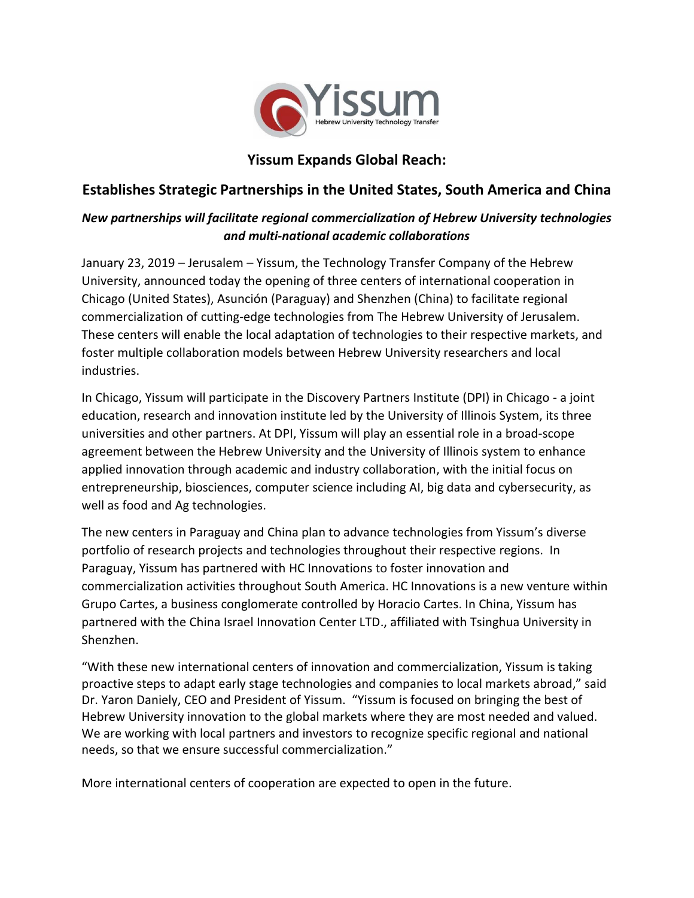Yissum
Hebrew University Technology Transfer

# Yissum Expands Global Reach:

## Establishes Strategic Partnerships in the United States, South America and China

***New partnerships will facilitate regional commercialization of Hebrew University technologies and multi-national academic collaborations***

January 23, 2019 – Jerusalem – Yissum, the Technology Transfer Company of the Hebrew University, announced today the opening of three centers of international cooperation in Chicago (United States), Asunción (Paraguay) and Shenzhen (China) to facilitate regional commercialization of cutting-edge technologies from The Hebrew University of Jerusalem. These centers will enable the local adaptation of technologies to their respective markets, and foster multiple collaboration models between Hebrew University researchers and local industries.

In Chicago, Yissum will participate in the Discovery Partners Institute (DPI) in Chicago - a joint education, research and innovation institute led by the University of Illinois System, its three universities and other partners. At DPI, Yissum will play an essential role in a broad-scope agreement between the Hebrew University and the University of Illinois system to enhance applied innovation through academic and industry collaboration, with the initial focus on entrepreneurship, biosciences, computer science including AI, big data and cybersecurity, as well as food and Ag technologies.

The new centers in Paraguay and China plan to advance technologies from Yissum's diverse portfolio of research projects and technologies throughout their respective regions. In Paraguay, Yissum has partnered with HC Innovations to foster innovation and commercialization activities throughout South America. HC Innovations is a new venture within Grupo Cartes, a business conglomerate controlled by Horacio Cartes. In China, Yissum has partnered with the China Israel Innovation Center LTD., affiliated with Tsinghua University in Shenzhen.

"With these new international centers of innovation and commercialization, Yissum is taking proactive steps to adapt early stage technologies and companies to local markets abroad," said Dr. Yaron Daniely, CEO and President of Yissum. "Yissum is focused on bringing the best of Hebrew University innovation to the global markets where they are most needed and valued. We are working with local partners and investors to recognize specific regional and national needs, so that we ensure successful commercialization."

More international centers of cooperation are expected to open in the future.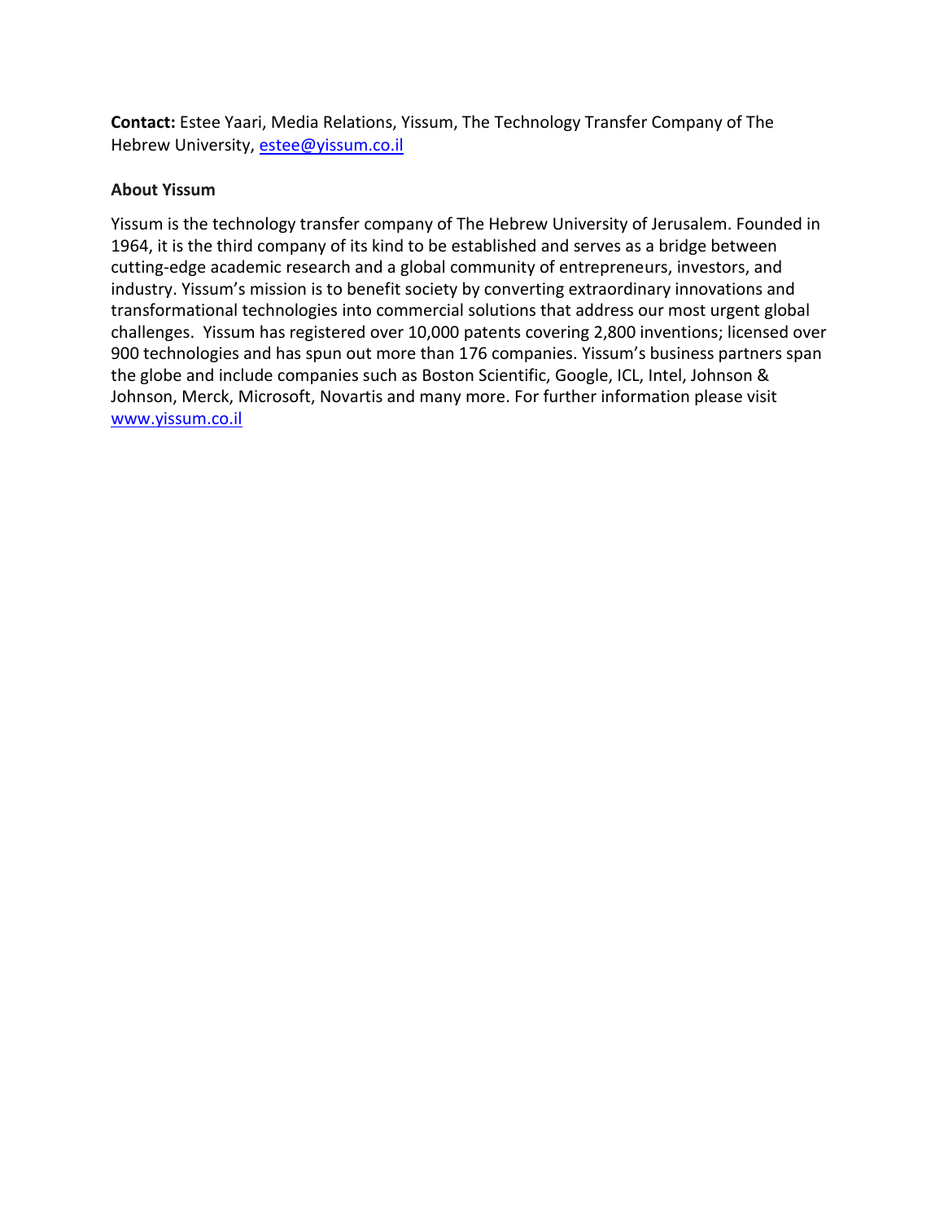**Contact:** Estee Yaari, Media Relations, Yissum, The Technology Transfer Company of The Hebrew University, estee@yissum.co.il

**About Yissum**

Yissum is the technology transfer company of The Hebrew University of Jerusalem. Founded in 1964, it is the third company of its kind to be established and serves as a bridge between cutting-edge academic research and a global community of entrepreneurs, investors, and industry. Yissum's mission is to benefit society by converting extraordinary innovations and transformational technologies into commercial solutions that address our most urgent global challenges. Yissum has registered over 10,000 patents covering 2,800 inventions; licensed over 900 technologies and has spun out more than 176 companies. Yissum's business partners span the globe and include companies such as Boston Scientific, Google, ICL, Intel, Johnson & Johnson, Merck, Microsoft, Novartis and many more. For further information please visit www.yissum.co.il